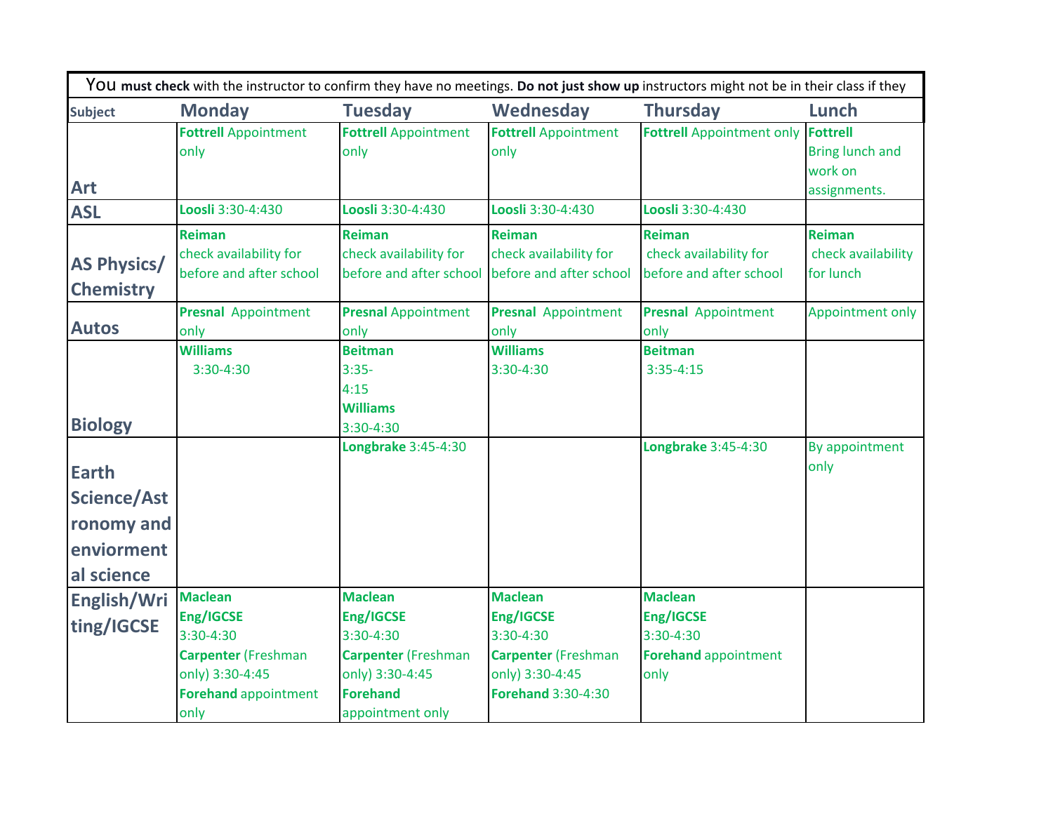| You **must check** with the instructor to confirm they have no meetings. **Do not just show up** instructors might not be in their class if they | | | | | |
|---|---|---|---|---|---|
| **Subject** | **Monday** | **Tuesday** | **Wednesday** | **Thursday** | **Lunch** |
| **Art** | **Fottrell** Appointment only | **Fottrell** Appointment only | **Fottrell** Appointment only | **Fottrell** Appointment only | **Fottrell** Bring lunch and work on assignments. |
| **ASL** | **Loosli** 3:30-4:430 | **Loosli** 3:30-4:430 | **Loosli** 3:30-4:430 | **Loosli** 3:30-4:430 | |
| **AS Physics/ Chemistry** | **Reiman** check availability for before and after school | **Reiman** check availability for before and after school | **Reiman** check availability for before and after school | **Reiman** check availability for before and after school | **Reiman** check availability for lunch |
| **Autos** | **Presnal** Appointment only | **Presnal** Appointment only | **Presnal** Appointment only | **Presnal** Appointment only | Appointment only |
| **Biology** | **Williams** 3:30-4:30 | **Beitman** 3:35-4:15 **Williams** 3:30-4:30 | **Williams** 3:30-4:30 | **Beitman** 3:35-4:15 | |
| **Earth Science/Astronomy and enviormental science** | | **Longbrake** 3:45-4:30 | | **Longbrake** 3:45-4:30 | By appointment only |
| **English/Writing/IGCSE** | **Maclean Eng/IGCSE** 3:30-4:30 **Carpenter** (Freshman only) 3:30-4:45 **Forehand** appointment only | **Maclean Eng/IGCSE** 3:30-4:30 **Carpenter** (Freshman only) 3:30-4:45 **Forehand** appointment only | **Maclean Eng/IGCSE** 3:30-4:30 **Carpenter** (Freshman only) 3:30-4:45 **Forehand** 3:30-4:30 | **Maclean Eng/IGCSE** 3:30-4:30 **Forehand** appointment only | |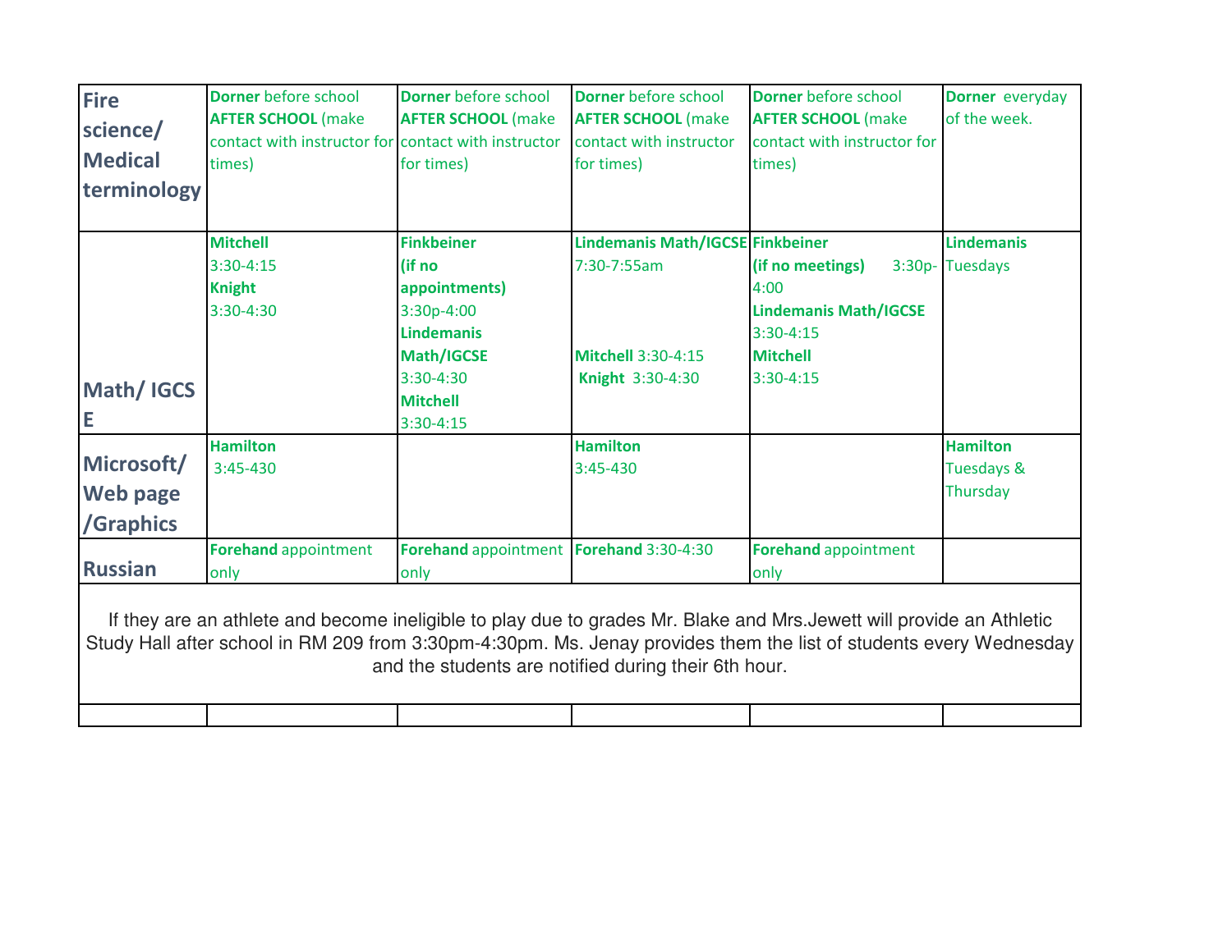| | | | | | |
|---|---|---|---|---|---|
| **Fire science/ Medical terminology** | **Dorner** before school **AFTER SCHOOL** (make contact with instructor for times) | **Dorner** before school **AFTER SCHOOL** (make contact with instructor for times) | **Dorner** before school **AFTER SCHOOL** (make contact with instructor for times) | **Dorner** before school **AFTER SCHOOL** (make contact with instructor for times) | **Dorner** everyday of the week. |
| **Math/ IGCSE** | **Mitchell** 3:30-4:15 **Knight** 3:30-4:30 | **Finkbeiner (if no appointments)** 3:30p-4:00 **Lindemanis Math/IGCSE** 3:30-4:30 **Mitchell** 3:30-4:15 | **Lindemanis Math/IGCSE** 7:30-7:55am **Mitchell** 3:30-4:15 **Knight** 3:30-4:30 | **Finkbeiner (if no meetings)** 3:30p-4:00 **Lindemanis Math/IGCSE** 3:30-4:15 **Mitchell** 3:30-4:15 | **Lindemanis** Tuesdays |
| **Microsoft/ Web page /Graphics** | **Hamilton** 3:45-430 | | **Hamilton** 3:45-430 | | **Hamilton** Tuesdays & Thursday |
| **Russian** | **Forehand** appointment only | **Forehand** appointment only | **Forehand** 3:30-4:30 | **Forehand** appointment only | |
| If they are an athlete and become ineligible to play due to grades Mr. Blake and Mrs.Jewett will provide an Athletic Study Hall after school in RM 209 from 3:30pm-4:30pm. Ms. Jenay provides them the list of students every Wednesday and the students are notified during their 6th hour. | | | | | |
| | | | | | |